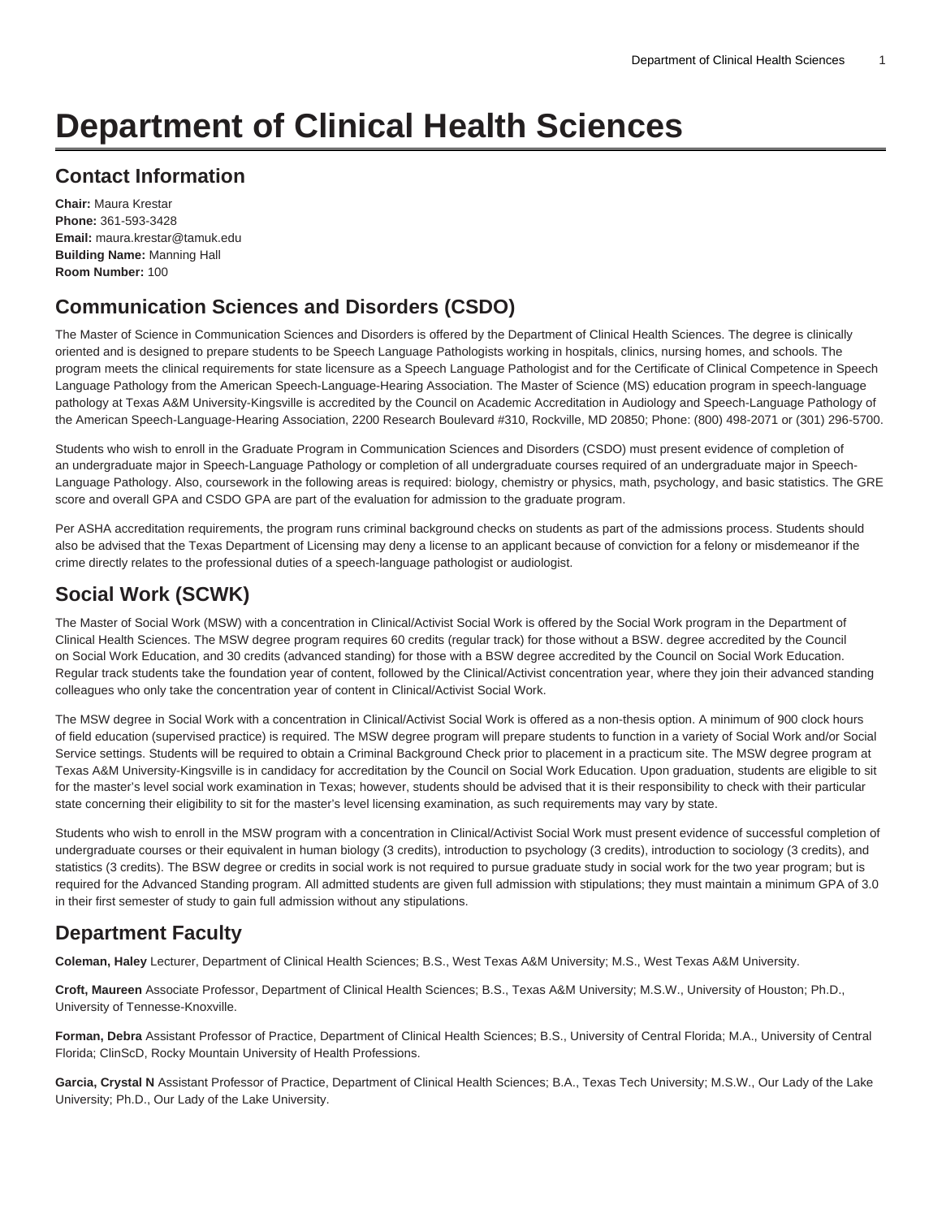# Department of Clinical Health Sciences

## Contact Information

**Chair:** Maura Krestar
**Phone:** 361-593-3428
**Email:** maura.krestar@tamuk.edu
**Building Name:** Manning Hall
**Room Number:** 100

## Communication Sciences and Disorders (CSDO)

The Master of Science in Communication Sciences and Disorders is offered by the Department of Clinical Health Sciences. The degree is clinically oriented and is designed to prepare students to be Speech Language Pathologists working in hospitals, clinics, nursing homes, and schools. The program meets the clinical requirements for state licensure as a Speech Language Pathologist and for the Certificate of Clinical Competence in Speech Language Pathology from the American Speech-Language-Hearing Association. The Master of Science (MS) education program in speech-language pathology at Texas A&M University-Kingsville is accredited by the Council on Academic Accreditation in Audiology and Speech-Language Pathology of the American Speech-Language-Hearing Association, 2200 Research Boulevard #310, Rockville, MD 20850; Phone: (800) 498-2071 or (301) 296-5700.

Students who wish to enroll in the Graduate Program in Communication Sciences and Disorders (CSDO) must present evidence of completion of an undergraduate major in Speech-Language Pathology or completion of all undergraduate courses required of an undergraduate major in Speech-Language Pathology. Also, coursework in the following areas is required: biology, chemistry or physics, math, psychology, and basic statistics. The GRE score and overall GPA and CSDO GPA are part of the evaluation for admission to the graduate program.

Per ASHA accreditation requirements, the program runs criminal background checks on students as part of the admissions process. Students should also be advised that the Texas Department of Licensing may deny a license to an applicant because of conviction for a felony or misdemeanor if the crime directly relates to the professional duties of a speech-language pathologist or audiologist.

## Social Work (SCWK)

The Master of Social Work (MSW) with a concentration in Clinical/Activist Social Work is offered by the Social Work program in the Department of Clinical Health Sciences. The MSW degree program requires 60 credits (regular track) for those without a BSW. degree accredited by the Council on Social Work Education, and 30 credits (advanced standing) for those with a BSW degree accredited by the Council on Social Work Education. Regular track students take the foundation year of content, followed by the Clinical/Activist concentration year, where they join their advanced standing colleagues who only take the concentration year of content in Clinical/Activist Social Work.

The MSW degree in Social Work with a concentration in Clinical/Activist Social Work is offered as a non-thesis option. A minimum of 900 clock hours of field education (supervised practice) is required. The MSW degree program will prepare students to function in a variety of Social Work and/or Social Service settings. Students will be required to obtain a Criminal Background Check prior to placement in a practicum site. The MSW degree program at Texas A&M University-Kingsville is in candidacy for accreditation by the Council on Social Work Education. Upon graduation, students are eligible to sit for the master's level social work examination in Texas; however, students should be advised that it is their responsibility to check with their particular state concerning their eligibility to sit for the master's level licensing examination, as such requirements may vary by state.

Students who wish to enroll in the MSW program with a concentration in Clinical/Activist Social Work must present evidence of successful completion of undergraduate courses or their equivalent in human biology (3 credits), introduction to psychology (3 credits), introduction to sociology (3 credits), and statistics (3 credits). The BSW degree or credits in social work is not required to pursue graduate study in social work for the two year program; but is required for the Advanced Standing program. All admitted students are given full admission with stipulations; they must maintain a minimum GPA of 3.0 in their first semester of study to gain full admission without any stipulations.

## Department Faculty

**Coleman, Haley** Lecturer, Department of Clinical Health Sciences; B.S., West Texas A&M University; M.S., West Texas A&M University.

**Croft, Maureen** Associate Professor, Department of Clinical Health Sciences; B.S., Texas A&M University; M.S.W., University of Houston; Ph.D., University of Tennesse-Knoxville.

**Forman, Debra** Assistant Professor of Practice, Department of Clinical Health Sciences; B.S., University of Central Florida; M.A., University of Central Florida; ClinScD, Rocky Mountain University of Health Professions.

**Garcia, Crystal N** Assistant Professor of Practice, Department of Clinical Health Sciences; B.A., Texas Tech University; M.S.W., Our Lady of the Lake University; Ph.D., Our Lady of the Lake University.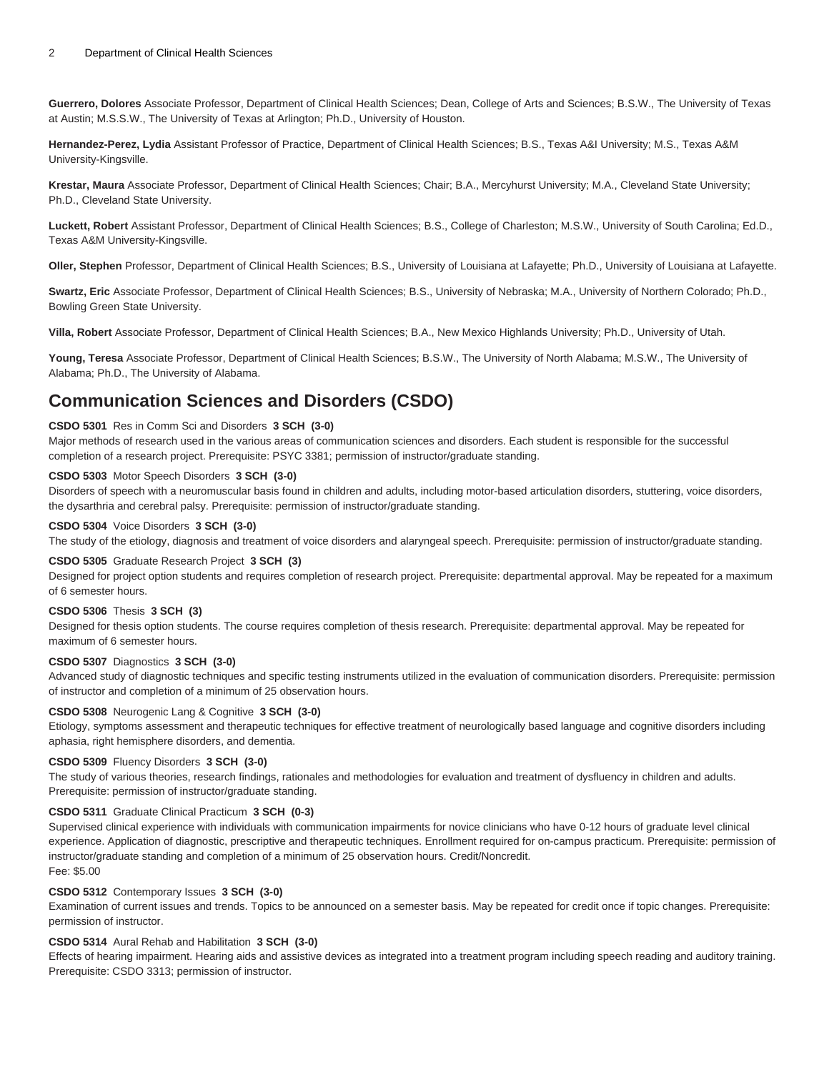**Guerrero, Dolores** Associate Professor, Department of Clinical Health Sciences; Dean, College of Arts and Sciences; B.S.W., The University of Texas at Austin; M.S.S.W., The University of Texas at Arlington; Ph.D., University of Houston.

**Hernandez-Perez, Lydia** Assistant Professor of Practice, Department of Clinical Health Sciences; B.S., Texas A&I University; M.S., Texas A&M University-Kingsville.

**Krestar, Maura** Associate Professor, Department of Clinical Health Sciences; Chair; B.A., Mercyhurst University; M.A., Cleveland State University; Ph.D., Cleveland State University.

**Luckett, Robert** Assistant Professor, Department of Clinical Health Sciences; B.S., College of Charleston; M.S.W., University of South Carolina; Ed.D., Texas A&M University-Kingsville.

**Oller, Stephen** Professor, Department of Clinical Health Sciences; B.S., University of Louisiana at Lafayette; Ph.D., University of Louisiana at Lafayette.

**Swartz, Eric** Associate Professor, Department of Clinical Health Sciences; B.S., University of Nebraska; M.A., University of Northern Colorado; Ph.D., Bowling Green State University.

**Villa, Robert** Associate Professor, Department of Clinical Health Sciences; B.A., New Mexico Highlands University; Ph.D., University of Utah.

**Young, Teresa** Associate Professor, Department of Clinical Health Sciences; B.S.W., The University of North Alabama; M.S.W., The University of Alabama; Ph.D., The University of Alabama.

## Communication Sciences and Disorders (CSDO)

**CSDO 5301** Res in Comm Sci and Disorders **3 SCH (3-0)**
Major methods of research used in the various areas of communication sciences and disorders. Each student is responsible for the successful completion of a research project. Prerequisite: PSYC 3381; permission of instructor/graduate standing.

**CSDO 5303** Motor Speech Disorders **3 SCH (3-0)**
Disorders of speech with a neuromuscular basis found in children and adults, including motor-based articulation disorders, stuttering, voice disorders, the dysarthria and cerebral palsy. Prerequisite: permission of instructor/graduate standing.

**CSDO 5304** Voice Disorders **3 SCH (3-0)**
The study of the etiology, diagnosis and treatment of voice disorders and alaryngeal speech. Prerequisite: permission of instructor/graduate standing.

**CSDO 5305** Graduate Research Project **3 SCH (3)**
Designed for project option students and requires completion of research project. Prerequisite: departmental approval. May be repeated for a maximum of 6 semester hours.

**CSDO 5306** Thesis **3 SCH (3)**
Designed for thesis option students. The course requires completion of thesis research. Prerequisite: departmental approval. May be repeated for maximum of 6 semester hours.

**CSDO 5307** Diagnostics **3 SCH (3-0)**
Advanced study of diagnostic techniques and specific testing instruments utilized in the evaluation of communication disorders. Prerequisite: permission of instructor and completion of a minimum of 25 observation hours.

**CSDO 5308** Neurogenic Lang & Cognitive **3 SCH (3-0)**
Etiology, symptoms assessment and therapeutic techniques for effective treatment of neurologically based language and cognitive disorders including aphasia, right hemisphere disorders, and dementia.

**CSDO 5309** Fluency Disorders **3 SCH (3-0)**
The study of various theories, research findings, rationales and methodologies for evaluation and treatment of dysfluency in children and adults. Prerequisite: permission of instructor/graduate standing.

**CSDO 5311** Graduate Clinical Practicum **3 SCH (0-3)**
Supervised clinical experience with individuals with communication impairments for novice clinicians who have 0-12 hours of graduate level clinical experience. Application of diagnostic, prescriptive and therapeutic techniques. Enrollment required for on-campus practicum. Prerequisite: permission of instructor/graduate standing and completion of a minimum of 25 observation hours. Credit/Noncredit.
Fee: $5.00

**CSDO 5312** Contemporary Issues **3 SCH (3-0)**
Examination of current issues and trends. Topics to be announced on a semester basis. May be repeated for credit once if topic changes. Prerequisite: permission of instructor.

**CSDO 5314** Aural Rehab and Habilitation **3 SCH (3-0)**
Effects of hearing impairment. Hearing aids and assistive devices as integrated into a treatment program including speech reading and auditory training. Prerequisite: CSDO 3313; permission of instructor.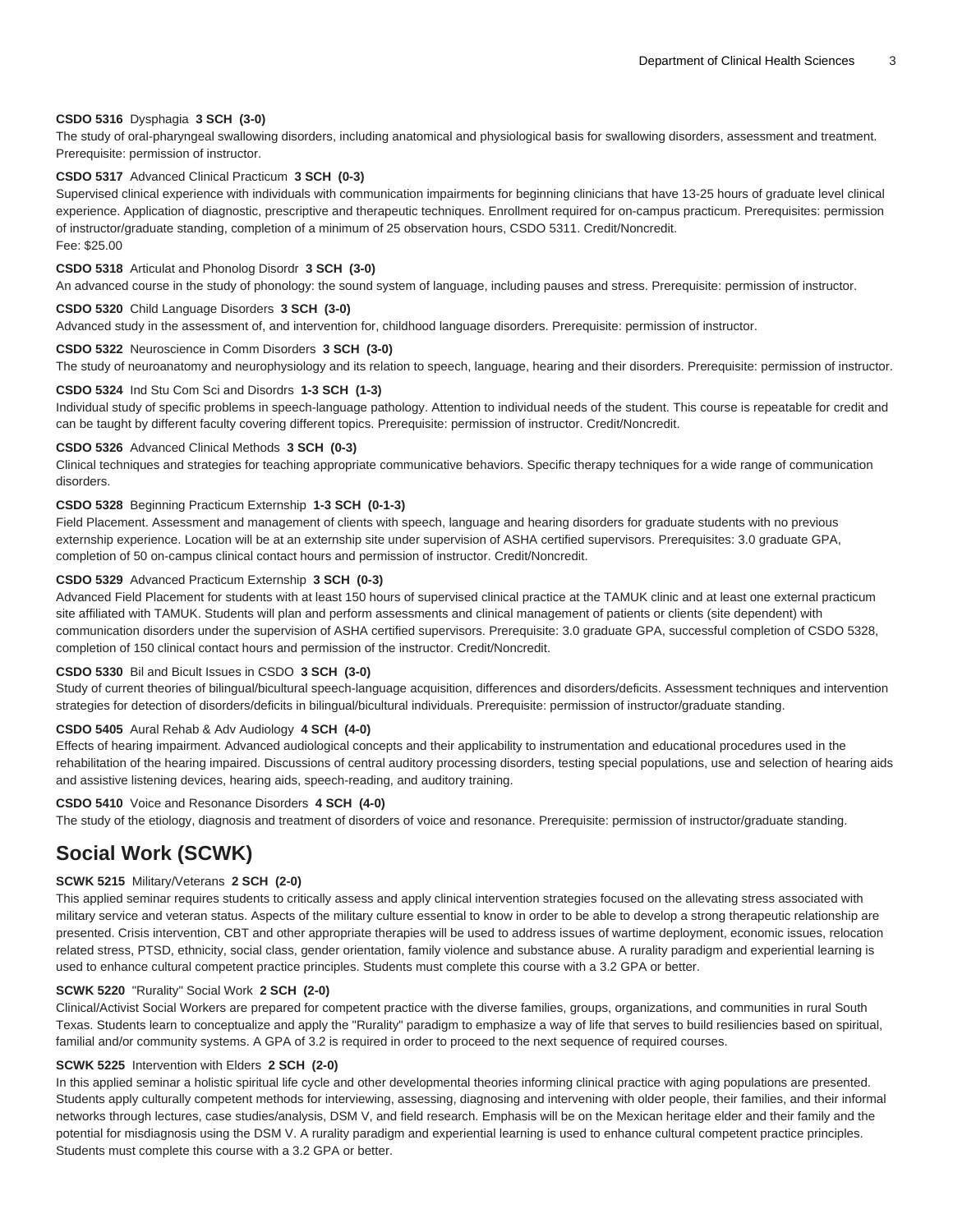**CSDO 5316** Dysphagia **3 SCH (3-0)**
The study of oral-pharyngeal swallowing disorders, including anatomical and physiological basis for swallowing disorders, assessment and treatment. Prerequisite: permission of instructor.

**CSDO 5317** Advanced Clinical Practicum **3 SCH (0-3)**
Supervised clinical experience with individuals with communication impairments for beginning clinicians that have 13-25 hours of graduate level clinical experience. Application of diagnostic, prescriptive and therapeutic techniques. Enrollment required for on-campus practicum. Prerequisites: permission of instructor/graduate standing, completion of a minimum of 25 observation hours, CSDO 5311. Credit/Noncredit.
Fee: $25.00

**CSDO 5318** Articulat and Phonolog Disordr **3 SCH (3-0)**
An advanced course in the study of phonology: the sound system of language, including pauses and stress. Prerequisite: permission of instructor.

**CSDO 5320** Child Language Disorders **3 SCH (3-0)**
Advanced study in the assessment of, and intervention for, childhood language disorders. Prerequisite: permission of instructor.

**CSDO 5322** Neuroscience in Comm Disorders **3 SCH (3-0)**
The study of neuroanatomy and neurophysiology and its relation to speech, language, hearing and their disorders. Prerequisite: permission of instructor.

**CSDO 5324** Ind Stu Com Sci and Disordrs **1-3 SCH (1-3)**
Individual study of specific problems in speech-language pathology. Attention to individual needs of the student. This course is repeatable for credit and can be taught by different faculty covering different topics. Prerequisite: permission of instructor. Credit/Noncredit.

**CSDO 5326** Advanced Clinical Methods **3 SCH (0-3)**
Clinical techniques and strategies for teaching appropriate communicative behaviors. Specific therapy techniques for a wide range of communication disorders.

**CSDO 5328** Beginning Practicum Externship **1-3 SCH (0-1-3)**
Field Placement. Assessment and management of clients with speech, language and hearing disorders for graduate students with no previous externship experience. Location will be at an externship site under supervision of ASHA certified supervisors. Prerequisites: 3.0 graduate GPA, completion of 50 on-campus clinical contact hours and permission of instructor. Credit/Noncredit.

**CSDO 5329** Advanced Practicum Externship **3 SCH (0-3)**
Advanced Field Placement for students with at least 150 hours of supervised clinical practice at the TAMUK clinic and at least one external practicum site affiliated with TAMUK. Students will plan and perform assessments and clinical management of patients or clients (site dependent) with communication disorders under the supervision of ASHA certified supervisors. Prerequisite: 3.0 graduate GPA, successful completion of CSDO 5328, completion of 150 clinical contact hours and permission of the instructor. Credit/Noncredit.

**CSDO 5330** Bil and Bicult Issues in CSDO **3 SCH (3-0)**
Study of current theories of bilingual/bicultural speech-language acquisition, differences and disorders/deficits. Assessment techniques and intervention strategies for detection of disorders/deficits in bilingual/bicultural individuals. Prerequisite: permission of instructor/graduate standing.

**CSDO 5405** Aural Rehab & Adv Audiology **4 SCH (4-0)**
Effects of hearing impairment. Advanced audiological concepts and their applicability to instrumentation and educational procedures used in the rehabilitation of the hearing impaired. Discussions of central auditory processing disorders, testing special populations, use and selection of hearing aids and assistive listening devices, hearing aids, speech-reading, and auditory training.

**CSDO 5410** Voice and Resonance Disorders **4 SCH (4-0)**
The study of the etiology, diagnosis and treatment of disorders of voice and resonance. Prerequisite: permission of instructor/graduate standing.

## Social Work (SCWK)

**SCWK 5215** Military/Veterans **2 SCH (2-0)**
This applied seminar requires students to critically assess and apply clinical intervention strategies focused on the allevating stress associated with military service and veteran status. Aspects of the military culture essential to know in order to be able to develop a strong therapeutic relationship are presented. Crisis intervention, CBT and other appropriate therapies will be used to address issues of wartime deployment, economic issues, relocation related stress, PTSD, ethnicity, social class, gender orientation, family violence and substance abuse. A rurality paradigm and experiential learning is used to enhance cultural competent practice principles. Students must complete this course with a 3.2 GPA or better.

**SCWK 5220** "Rurality" Social Work **2 SCH (2-0)**
Clinical/Activist Social Workers are prepared for competent practice with the diverse families, groups, organizations, and communities in rural South Texas. Students learn to conceptualize and apply the "Rurality" paradigm to emphasize a way of life that serves to build resiliencies based on spiritual, familial and/or community systems. A GPA of 3.2 is required in order to proceed to the next sequence of required courses.

**SCWK 5225** Intervention with Elders **2 SCH (2-0)**
In this applied seminar a holistic spiritual life cycle and other developmental theories informing clinical practice with aging populations are presented. Students apply culturally competent methods for interviewing, assessing, diagnosing and intervening with older people, their families, and their informal networks through lectures, case studies/analysis, DSM V, and field research. Emphasis will be on the Mexican heritage elder and their family and the potential for misdiagnosis using the DSM V. A rurality paradigm and experiential learning is used to enhance cultural competent practice principles. Students must complete this course with a 3.2 GPA or better.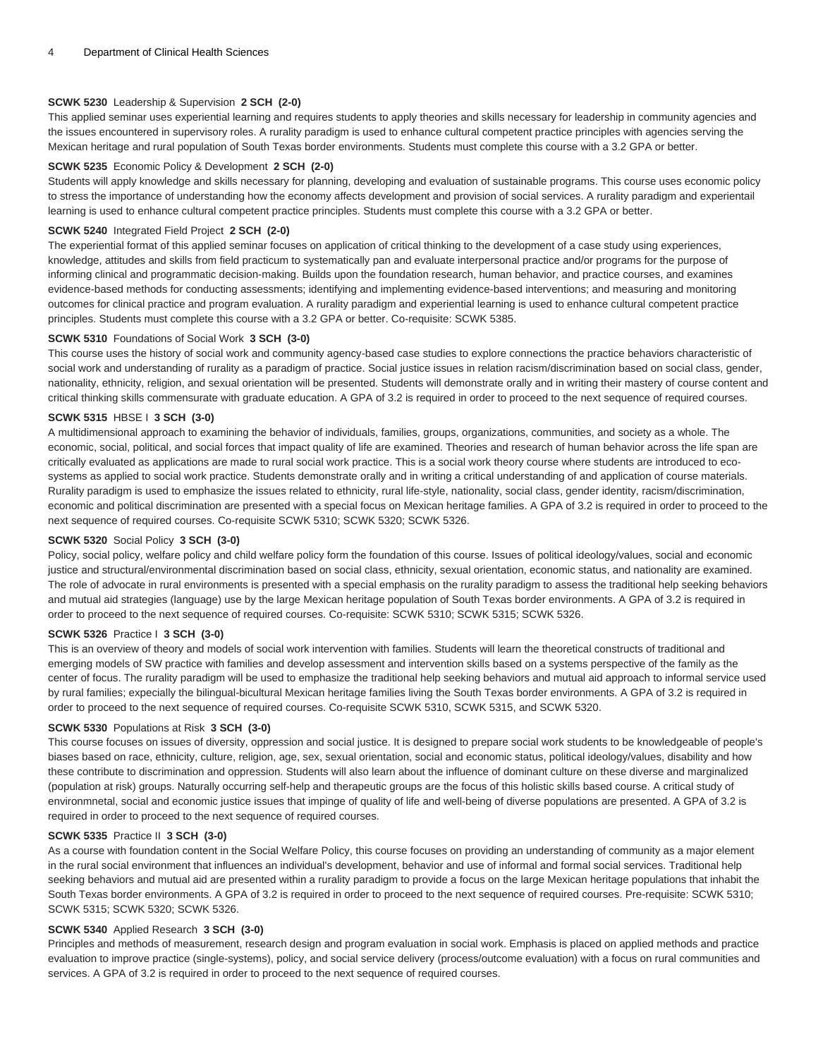**SCWK 5230** Leadership & Supervision **2 SCH (2-0)**
This applied seminar uses experiential learning and requires students to apply theories and skills necessary for leadership in community agencies and the issues encountered in supervisory roles. A rurality paradigm is used to enhance cultural competent practice principles with agencies serving the Mexican heritage and rural population of South Texas border environments. Students must complete this course with a 3.2 GPA or better.

**SCWK 5235** Economic Policy & Development **2 SCH (2-0)**
Students will apply knowledge and skills necessary for planning, developing and evaluation of sustainable programs. This course uses economic policy to stress the importance of understanding how the economy affects development and provision of social services. A rurality paradigm and experientail learning is used to enhance cultural competent practice principles. Students must complete this course with a 3.2 GPA or better.

**SCWK 5240** Integrated Field Project **2 SCH (2-0)**
The experiential format of this applied seminar focuses on application of critical thinking to the development of a case study using experiences, knowledge, attitudes and skills from field practicum to systematically pan and evaluate interpersonal practice and/or programs for the purpose of informing clinical and programmatic decision-making. Builds upon the foundation research, human behavior, and practice courses, and examines evidence-based methods for conducting assessments; identifying and implementing evidence-based interventions; and measuring and monitoring outcomes for clinical practice and program evaluation. A rurality paradigm and experiential learning is used to enhance cultural competent practice principles. Students must complete this course with a 3.2 GPA or better. Co-requisite: SCWK 5385.

**SCWK 5310** Foundations of Social Work **3 SCH (3-0)**
This course uses the history of social work and community agency-based case studies to explore connections the practice behaviors characteristic of social work and understanding of rurality as a paradigm of practice. Social justice issues in relation racism/discrimination based on social class, gender, nationality, ethnicity, religion, and sexual orientation will be presented. Students will demonstrate orally and in writing their mastery of course content and critical thinking skills commensurate with graduate education. A GPA of 3.2 is required in order to proceed to the next sequence of required courses.

**SCWK 5315** HBSE I **3 SCH (3-0)**
A multidimensional approach to examining the behavior of individuals, families, groups, organizations, communities, and society as a whole. The economic, social, political, and social forces that impact quality of life are examined. Theories and research of human behavior across the life span are critically evaluated as applications are made to rural social work practice. This is a social work theory course where students are introduced to eco-systems as applied to social work practice. Students demonstrate orally and in writing a critical understanding of and application of course materials. Rurality paradigm is used to emphasize the issues related to ethnicity, rural life-style, nationality, social class, gender identity, racism/discrimination, economic and political discrimination are presented with a special focus on Mexican heritage families. A GPA of 3.2 is required in order to proceed to the next sequence of required courses. Co-requisite SCWK 5310; SCWK 5320; SCWK 5326.

**SCWK 5320** Social Policy **3 SCH (3-0)**
Policy, social policy, welfare policy and child welfare policy form the foundation of this course. Issues of political ideology/values, social and economic justice and structural/environmental discrimination based on social class, ethnicity, sexual orientation, economic status, and nationality are examined. The role of advocate in rural environments is presented with a special emphasis on the rurality paradigm to assess the traditional help seeking behaviors and mutual aid strategies (language) use by the large Mexican heritage population of South Texas border environments. A GPA of 3.2 is required in order to proceed to the next sequence of required courses. Co-requisite: SCWK 5310; SCWK 5315; SCWK 5326.

**SCWK 5326** Practice I **3 SCH (3-0)**
This is an overview of theory and models of social work intervention with families. Students will learn the theoretical constructs of traditional and emerging models of SW practice with families and develop assessment and intervention skills based on a systems perspective of the family as the center of focus. The rurality paradigm will be used to emphasize the traditional help seeking behaviors and mutual aid approach to informal service used by rural families; expecially the bilingual-bicultural Mexican heritage families living the South Texas border environments. A GPA of 3.2 is required in order to proceed to the next sequence of required courses. Co-requisite SCWK 5310, SCWK 5315, and SCWK 5320.

**SCWK 5330** Populations at Risk **3 SCH (3-0)**
This course focuses on issues of diversity, oppression and social justice. It is designed to prepare social work students to be knowledgeable of people's biases based on race, ethnicity, culture, religion, age, sex, sexual orientation, social and economic status, political ideology/values, disability and how these contribute to discrimination and oppression. Students will also learn about the influence of dominant culture on these diverse and marginalized (population at risk) groups. Naturally occurring self-help and therapeutic groups are the focus of this holistic skills based course. A critical study of environmnetal, social and economic justice issues that impinge of quality of life and well-being of diverse populations are presented. A GPA of 3.2 is required in order to proceed to the next sequence of required courses.

**SCWK 5335** Practice II **3 SCH (3-0)**
As a course with foundation content in the Social Welfare Policy, this course focuses on providing an understanding of community as a major element in the rural social environment that influences an individual's development, behavior and use of informal and formal social services. Traditional help seeking behaviors and mutual aid are presented within a rurality paradigm to provide a focus on the large Mexican heritage populations that inhabit the South Texas border environments. A GPA of 3.2 is required in order to proceed to the next sequence of required courses. Pre-requisite: SCWK 5310; SCWK 5315; SCWK 5320; SCWK 5326.

**SCWK 5340** Applied Research **3 SCH (3-0)**
Principles and methods of measurement, research design and program evaluation in social work. Emphasis is placed on applied methods and practice evaluation to improve practice (single-systems), policy, and social service delivery (process/outcome evaluation) with a focus on rural communities and services. A GPA of 3.2 is required in order to proceed to the next sequence of required courses.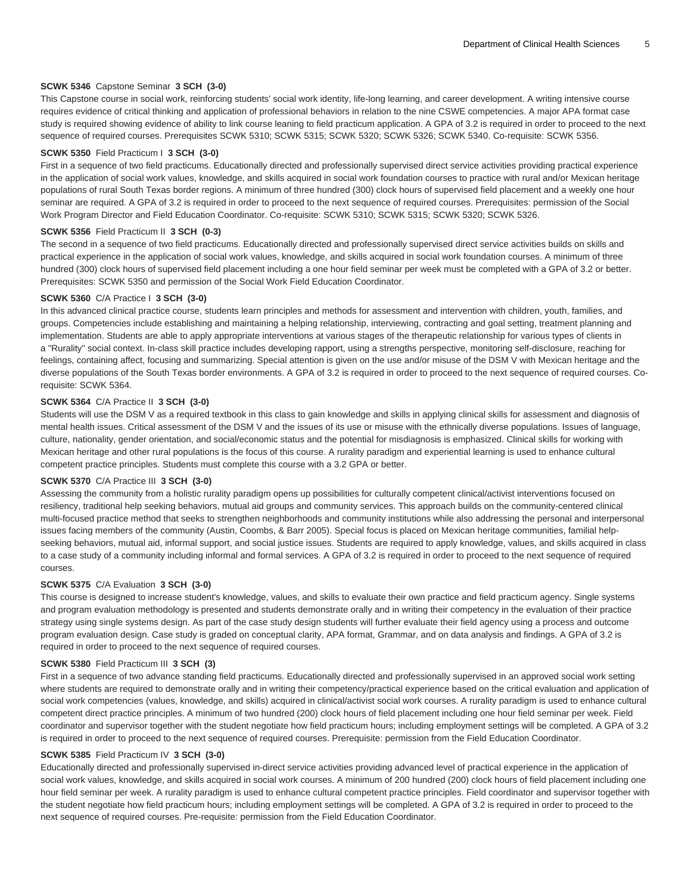**SCWK 5346** Capstone Seminar **3 SCH (3-0)**

This Capstone course in social work, reinforcing students' social work identity, life-long learning, and career development. A writing intensive course requires evidence of critical thinking and application of professional behaviors in relation to the nine CSWE competencies. A major APA format case study is required showing evidence of ability to link course leaning to field practicum application. A GPA of 3.2 is required in order to proceed to the next sequence of required courses. Prerequisites SCWK 5310; SCWK 5315; SCWK 5320; SCWK 5326; SCWK 5340. Co-requisite: SCWK 5356.

**SCWK 5350** Field Practicum I **3 SCH (3-0)**

First in a sequence of two field practicums. Educationally directed and professionally supervised direct service activities providing practical experience in the application of social work values, knowledge, and skills acquired in social work foundation courses to practice with rural and/or Mexican heritage populations of rural South Texas border regions. A minimum of three hundred (300) clock hours of supervised field placement and a weekly one hour seminar are required. A GPA of 3.2 is required in order to proceed to the next sequence of required courses. Prerequisites: permission of the Social Work Program Director and Field Education Coordinator. Co-requisite: SCWK 5310; SCWK 5315; SCWK 5320; SCWK 5326.

**SCWK 5356** Field Practicum II **3 SCH (0-3)**

The second in a sequence of two field practicums. Educationally directed and professionally supervised direct service activities builds on skills and practical experience in the application of social work values, knowledge, and skills acquired in social work foundation courses. A minimum of three hundred (300) clock hours of supervised field placement including a one hour field seminar per week must be completed with a GPA of 3.2 or better. Prerequisites: SCWK 5350 and permission of the Social Work Field Education Coordinator.

**SCWK 5360** C/A Practice I **3 SCH (3-0)**

In this advanced clinical practice course, students learn principles and methods for assessment and intervention with children, youth, families, and groups. Competencies include establishing and maintaining a helping relationship, interviewing, contracting and goal setting, treatment planning and implementation. Students are able to apply appropriate interventions at various stages of the therapeutic relationship for various types of clients in a "Rurality" social context. In-class skill practice includes developing rapport, using a strengths perspective, monitoring self-disclosure, reaching for feelings, containing affect, focusing and summarizing. Special attention is given on the use and/or misuse of the DSM V with Mexican heritage and the diverse populations of the South Texas border environments. A GPA of 3.2 is required in order to proceed to the next sequence of required courses. Co-requisite: SCWK 5364.

**SCWK 5364** C/A Practice II **3 SCH (3-0)**

Students will use the DSM V as a required textbook in this class to gain knowledge and skills in applying clinical skills for assessment and diagnosis of mental health issues. Critical assessment of the DSM V and the issues of its use or misuse with the ethnically diverse populations. Issues of language, culture, nationality, gender orientation, and social/economic status and the potential for misdiagnosis is emphasized. Clinical skills for working with Mexican heritage and other rural populations is the focus of this course. A rurality paradigm and experiential learning is used to enhance cultural competent practice principles. Students must complete this course with a 3.2 GPA or better.

**SCWK 5370** C/A Practice III **3 SCH (3-0)**

Assessing the community from a holistic rurality paradigm opens up possibilities for culturally competent clinical/activist interventions focused on resiliency, traditional help seeking behaviors, mutual aid groups and community services. This approach builds on the community-centered clinical multi-focused practice method that seeks to strengthen neighborhoods and community institutions while also addressing the personal and interpersonal issues facing members of the community (Austin, Coombs, & Barr 2005). Special focus is placed on Mexican heritage communities, familial help-seeking behaviors, mutual aid, informal support, and social justice issues. Students are required to apply knowledge, values, and skills acquired in class to a case study of a community including informal and formal services. A GPA of 3.2 is required in order to proceed to the next sequence of required courses.

**SCWK 5375** C/A Evaluation **3 SCH (3-0)**

This course is designed to increase student's knowledge, values, and skills to evaluate their own practice and field practicum agency. Single systems and program evaluation methodology is presented and students demonstrate orally and in writing their competency in the evaluation of their practice strategy using single systems design. As part of the case study design students will further evaluate their field agency using a process and outcome program evaluation design. Case study is graded on conceptual clarity, APA format, Grammar, and on data analysis and findings. A GPA of 3.2 is required in order to proceed to the next sequence of required courses.

**SCWK 5380** Field Practicum III **3 SCH (3)**

First in a sequence of two advance standing field practicums. Educationally directed and professionally supervised in an approved social work setting where students are required to demonstrate orally and in writing their competency/practical experience based on the critical evaluation and application of social work competencies (values, knowledge, and skills) acquired in clinical/activist social work courses. A rurality paradigm is used to enhance cultural competent direct practice principles. A minimum of two hundred (200) clock hours of field placement including one hour field seminar per week. Field coordinator and supervisor together with the student negotiate how field practicum hours; including employment settings will be completed. A GPA of 3.2 is required in order to proceed to the next sequence of required courses. Prerequisite: permission from the Field Education Coordinator.

**SCWK 5385** Field Practicum IV **3 SCH (3-0)**

Educationally directed and professionally supervised in-direct service activities providing advanced level of practical experience in the application of social work values, knowledge, and skills acquired in social work courses. A minimum of 200 hundred (200) clock hours of field placement including one hour field seminar per week. A rurality paradigm is used to enhance cultural competent practice principles. Field coordinator and supervisor together with the student negotiate how field practicum hours; including employment settings will be completed. A GPA of 3.2 is required in order to proceed to the next sequence of required courses. Pre-requisite: permission from the Field Education Coordinator.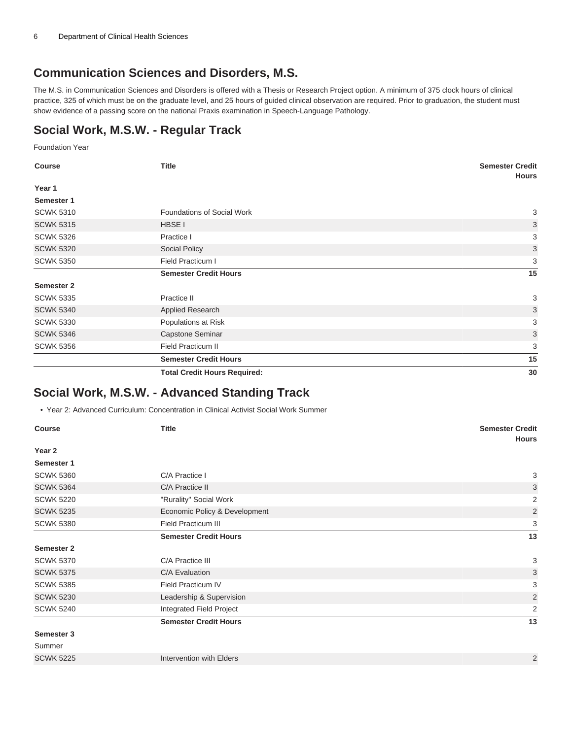## Communication Sciences and Disorders, M.S.

The M.S. in Communication Sciences and Disorders is offered with a Thesis or Research Project option. A minimum of 375 clock hours of clinical practice, 325 of which must be on the graduate level, and 25 hours of guided clinical observation are required. Prior to graduation, the student must show evidence of a passing score on the national Praxis examination in Speech-Language Pathology.

## Social Work, M.S.W. - Regular Track

Foundation Year

| Course | Title | Semester Credit Hours |
|---|---|---|
| **Year 1** | | |
| **Semester 1** | | |
| SCWK 5310 | Foundations of Social Work | 3 |
| SCWK 5315 | HBSE I | 3 |
| SCWK 5326 | Practice I | 3 |
| SCWK 5320 | Social Policy | 3 |
| SCWK 5350 | Field Practicum I | 3 |
| | **Semester Credit Hours** | **15** |
| **Semester 2** | | |
| SCWK 5335 | Practice II | 3 |
| SCWK 5340 | Applied Research | 3 |
| SCWK 5330 | Populations at Risk | 3 |
| SCWK 5346 | Capstone Seminar | 3 |
| SCWK 5356 | Field Practicum II | 3 |
| | **Semester Credit Hours** | **15** |
| | **Total Credit Hours Required:** | **30** |

## Social Work, M.S.W. - Advanced Standing Track

- Year 2: Advanced Curriculum: Concentration in Clinical Activist Social Work Summer

| Course | Title | Semester Credit Hours |
|---|---|---|
| **Year 2** | | |
| **Semester 1** | | |
| SCWK 5360 | C/A Practice I | 3 |
| SCWK 5364 | C/A Practice II | 3 |
| SCWK 5220 | "Rurality" Social Work | 2 |
| SCWK 5235 | Economic Policy & Development | 2 |
| SCWK 5380 | Field Practicum III | 3 |
| | **Semester Credit Hours** | **13** |
| **Semester 2** | | |
| SCWK 5370 | C/A Practice III | 3 |
| SCWK 5375 | C/A Evaluation | 3 |
| SCWK 5385 | Field Practicum IV | 3 |
| SCWK 5230 | Leadership & Supervision | 2 |
| SCWK 5240 | Integrated Field Project | 2 |
| | **Semester Credit Hours** | **13** |
| **Semester 3** | | |
| Summer | | |
| SCWK 5225 | Intervention with Elders | 2 |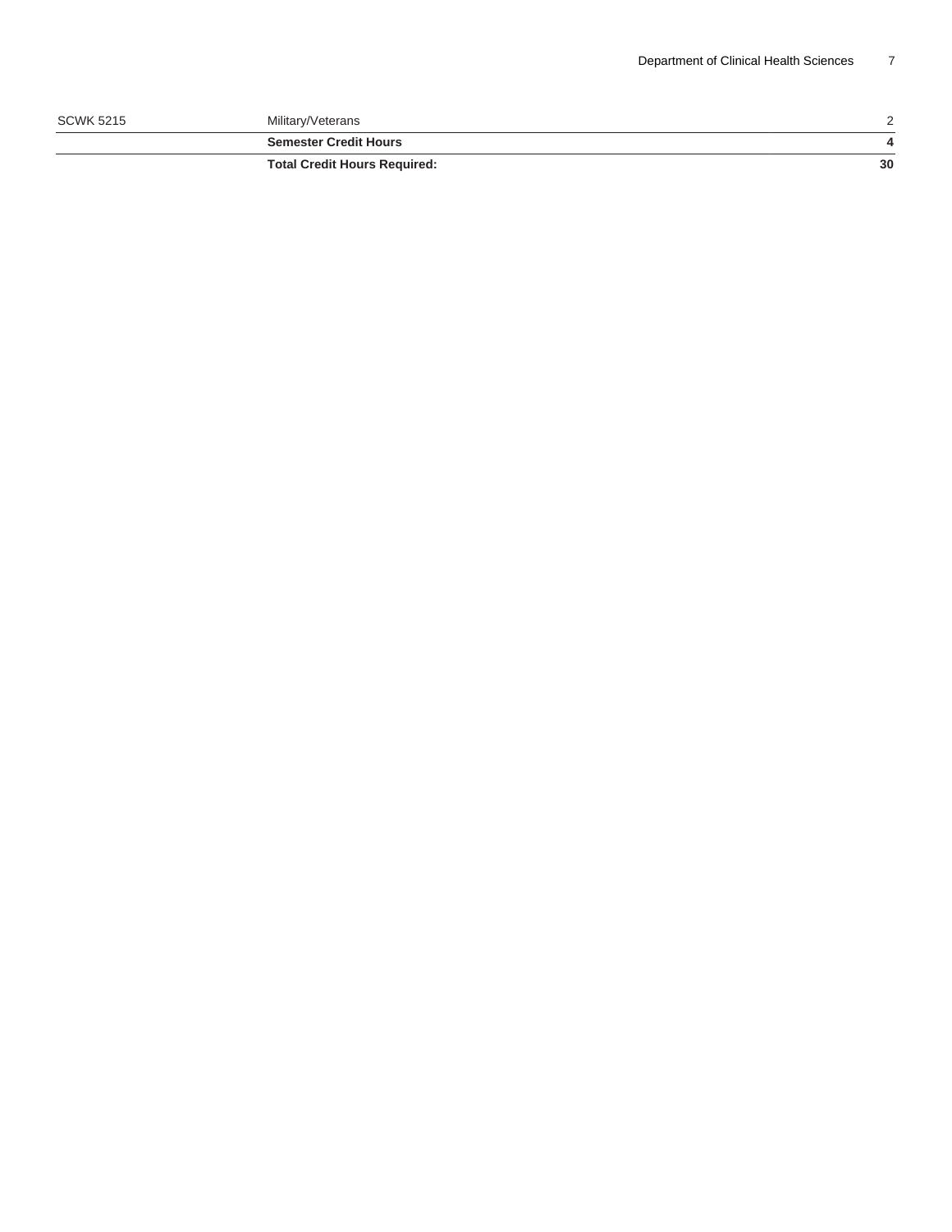| | | |
|---|---|---|
| SCWK 5215 | Military/Veterans | 2 |
| | **Semester Credit Hours** | **4** |
| | **Total Credit Hours Required:** | **30** |